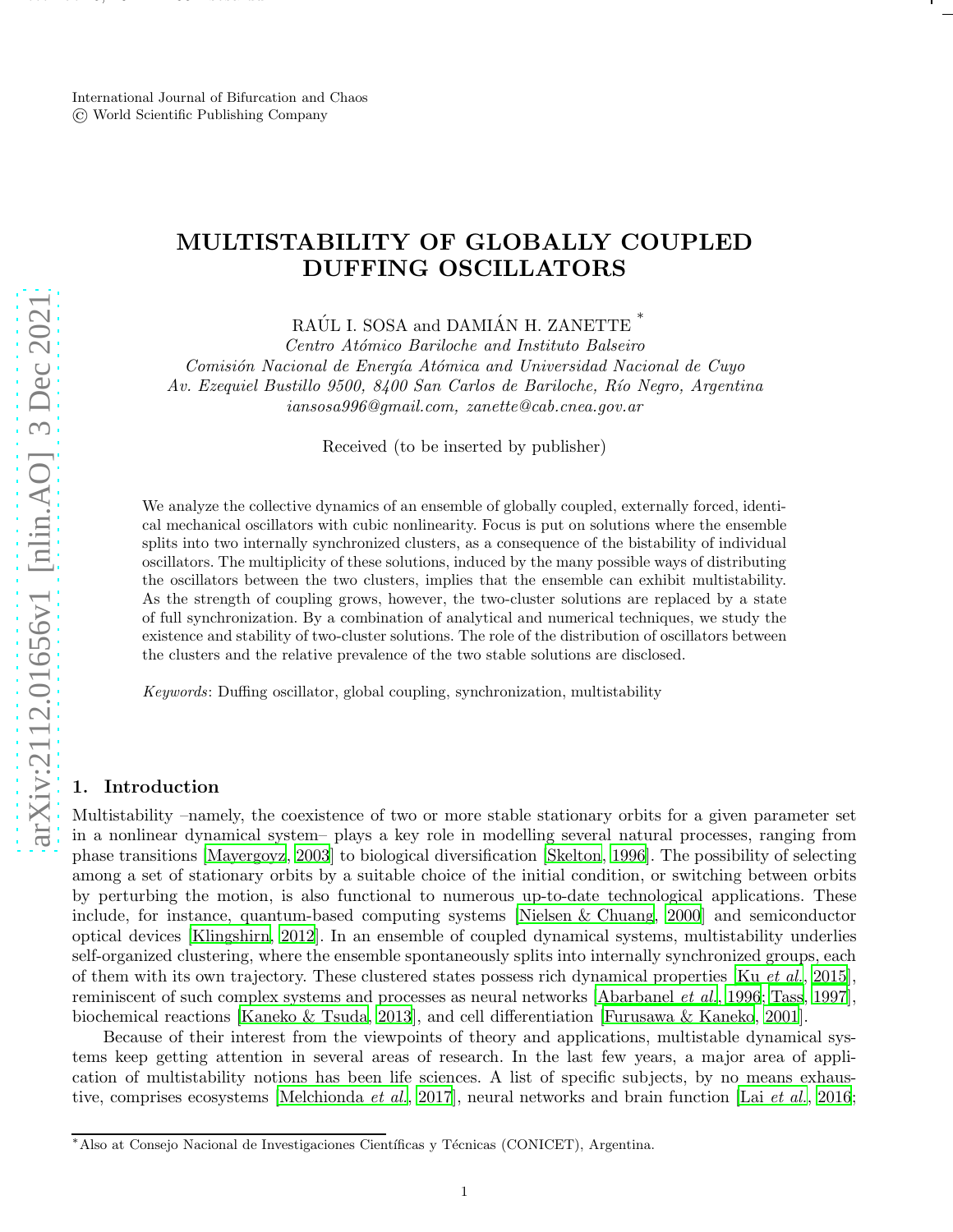International Journal of Bifurcation and Chaos
© World Scientific Publishing Company

# MULTISTABILITY OF GLOBALLY COUPLED DUFFING OSCILLATORS

RAÚL I. SOSA and DAMIÁN H. ZANETTE [*]

*Centro Atómico Bariloche and Instituto Balseiro*
*Comisión Nacional de Energía Atómica and Universidad Nacional de Cuyo*
*Av. Ezequiel Bustillo 9500, 8400 San Carlos de Bariloche, Río Negro, Argentina*
*iansosa996@gmail.com, zanette@cab.cnea.gov.ar*

Received (to be inserted by publisher)

We analyze the collective dynamics of an ensemble of globally coupled, externally forced, identical mechanical oscillators with cubic nonlinearity. Focus is put on solutions where the ensemble splits into two internally synchronized clusters, as a consequence of the bistability of individual oscillators. The multiplicity of these solutions, induced by the many possible ways of distributing the oscillators between the two clusters, implies that the ensemble can exhibit multistability. As the strength of coupling grows, however, the two-cluster solutions are replaced by a state of full synchronization. By a combination of analytical and numerical techniques, we study the existence and stability of two-cluster solutions. The role of the distribution of oscillators between the clusters and the relative prevalence of the two stable solutions are disclosed.

*Keywords*: Duffing oscillator, global coupling, synchronization, multistability

## 1. Introduction

Multistability –namely, the coexistence of two or more stable stationary orbits for a given parameter set in a nonlinear dynamical system– plays a key role in modelling several natural processes, ranging from phase transitions [Mayergoyz, 2003] to biological diversification [Skelton, 1996]. The possibility of selecting among a set of stationary orbits by a suitable choice of the initial condition, or switching between orbits by perturbing the motion, is also functional to numerous up-to-date technological applications. These include, for instance, quantum-based computing systems [Nielsen & Chuang, 2000] and semiconductor optical devices [Klingshirn, 2012]. In an ensemble of coupled dynamical systems, multistability underlies self-organized clustering, where the ensemble spontaneously splits into internally synchronized groups, each of them with its own trajectory. These clustered states possess rich dynamical properties [Ku *et al.*, 2015], reminiscent of such complex systems and processes as neural networks [Abarbanel *et al.*, 1996; Tass, 1997], biochemical reactions [Kaneko & Tsuda, 2013], and cell differentiation [Furusawa & Kaneko, 2001].

Because of their interest from the viewpoints of theory and applications, multistable dynamical systems keep getting attention in several areas of research. In the last few years, a major area of application of multistability notions has been life sciences. A list of specific subjects, by no means exhaustive, comprises ecosystems [Melchionda *et al.*, 2017], neural networks and brain function [Lai *et al.*, 2016;

[*] Also at Consejo Nacional de Investigaciones Científicas y Técnicas (CONICET), Argentina.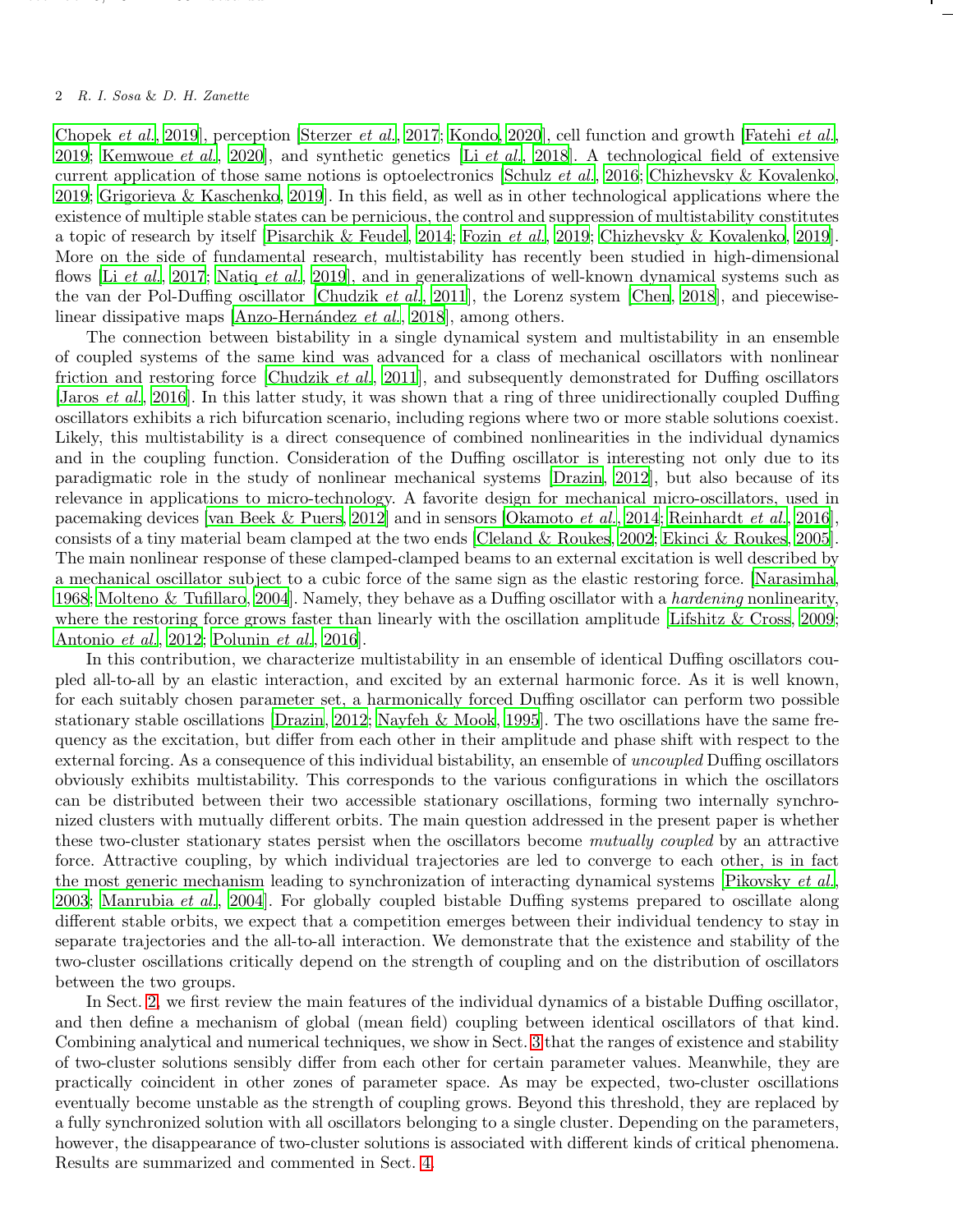Chopek *et al.*, 2019], perception [Sterzer *et al.*, 2017; Kondo, 2020], cell function and growth [Fatehi *et al.*, 2019; Kemwoue *et al.*, 2020], and synthetic genetics [Li *et al.*, 2018]. A technological field of extensive current application of those same notions is optoelectronics [Schulz *et al.*, 2016; Chizhevsky & Kovalenko, 2019; Grigorieva & Kaschenko, 2019]. In this field, as well as in other technological applications where the existence of multiple stable states can be pernicious, the control and suppression of multistability constitutes a topic of research by itself [Pisarchik & Feudel, 2014; Fozin *et al.*, 2019; Chizhevsky & Kovalenko, 2019]. More on the side of fundamental research, multistability has recently been studied in high-dimensional flows [Li *et al.*, 2017; Natiq *et al.*, 2019], and in generalizations of well-known dynamical systems such as the van der Pol-Duffing oscillator [Chudzik *et al.*, 2011], the Lorenz system [Chen, 2018], and piecewise-linear dissipative maps [Anzo-Hernández *et al.*, 2018], among others.

The connection between bistability in a single dynamical system and multistability in an ensemble of coupled systems of the same kind was advanced for a class of mechanical oscillators with nonlinear friction and restoring force [Chudzik *et al.*, 2011], and subsequently demonstrated for Duffing oscillators [Jaros *et al.*, 2016]. In this latter study, it was shown that a ring of three unidirectionally coupled Duffing oscillators exhibits a rich bifurcation scenario, including regions where two or more stable solutions coexist. Likely, this multistability is a direct consequence of combined nonlinearities in the individual dynamics and in the coupling function. Consideration of the Duffing oscillator is interesting not only due to its paradigmatic role in the study of nonlinear mechanical systems [Drazin, 2012], but also because of its relevance in applications to micro-technology. A favorite design for mechanical micro-oscillators, used in pacemaking devices [van Beek & Puers, 2012] and in sensors [Okamoto *et al.*, 2014; Reinhardt *et al.*, 2016], consists of a tiny material beam clamped at the two ends [Cleland & Roukes, 2002; Ekinci & Roukes, 2005]. The main nonlinear response of these clamped-clamped beams to an external excitation is well described by a mechanical oscillator subject to a cubic force of the same sign as the elastic restoring force. [Narasimha, 1968; Molteno & Tufillaro, 2004]. Namely, they behave as a Duffing oscillator with a *hardening* nonlinearity, where the restoring force grows faster than linearly with the oscillation amplitude [Lifshitz & Cross, 2009; Antonio *et al.*, 2012; Polunin *et al.*, 2016].

In this contribution, we characterize multistability in an ensemble of identical Duffing oscillators coupled all-to-all by an elastic interaction, and excited by an external harmonic force. As it is well known, for each suitably chosen parameter set, a harmonically forced Duffing oscillator can perform two possible stationary stable oscillations [Drazin, 2012; Nayfeh & Mook, 1995]. The two oscillations have the same frequency as the excitation, but differ from each other in their amplitude and phase shift with respect to the external forcing. As a consequence of this individual bistability, an ensemble of *uncoupled* Duffing oscillators obviously exhibits multistability. This corresponds to the various configurations in which the oscillators can be distributed between their two accessible stationary oscillations, forming two internally synchronized clusters with mutually different orbits. The main question addressed in the present paper is whether these two-cluster stationary states persist when the oscillators become *mutually coupled* by an attractive force. Attractive coupling, by which individual trajectories are led to converge to each other, is in fact the most generic mechanism leading to synchronization of interacting dynamical systems [Pikovsky *et al.*, 2003; Manrubia *et al.*, 2004]. For globally coupled bistable Duffing systems prepared to oscillate along different stable orbits, we expect that a competition emerges between their individual tendency to stay in separate trajectories and the all-to-all interaction. We demonstrate that the existence and stability of the two-cluster oscillations critically depend on the strength of coupling and on the distribution of oscillators between the two groups.

In Sect. 2, we first review the main features of the individual dynamics of a bistable Duffing oscillator, and then define a mechanism of global (mean field) coupling between identical oscillators of that kind. Combining analytical and numerical techniques, we show in Sect. 3 that the ranges of existence and stability of two-cluster solutions sensibly differ from each other for certain parameter values. Meanwhile, they are practically coincident in other zones of parameter space. As may be expected, two-cluster oscillations eventually become unstable as the strength of coupling grows. Beyond this threshold, they are replaced by a fully synchronized solution with all oscillators belonging to a single cluster. Depending on the parameters, however, the disappearance of two-cluster solutions is associated with different kinds of critical phenomena. Results are summarized and commented in Sect. 4.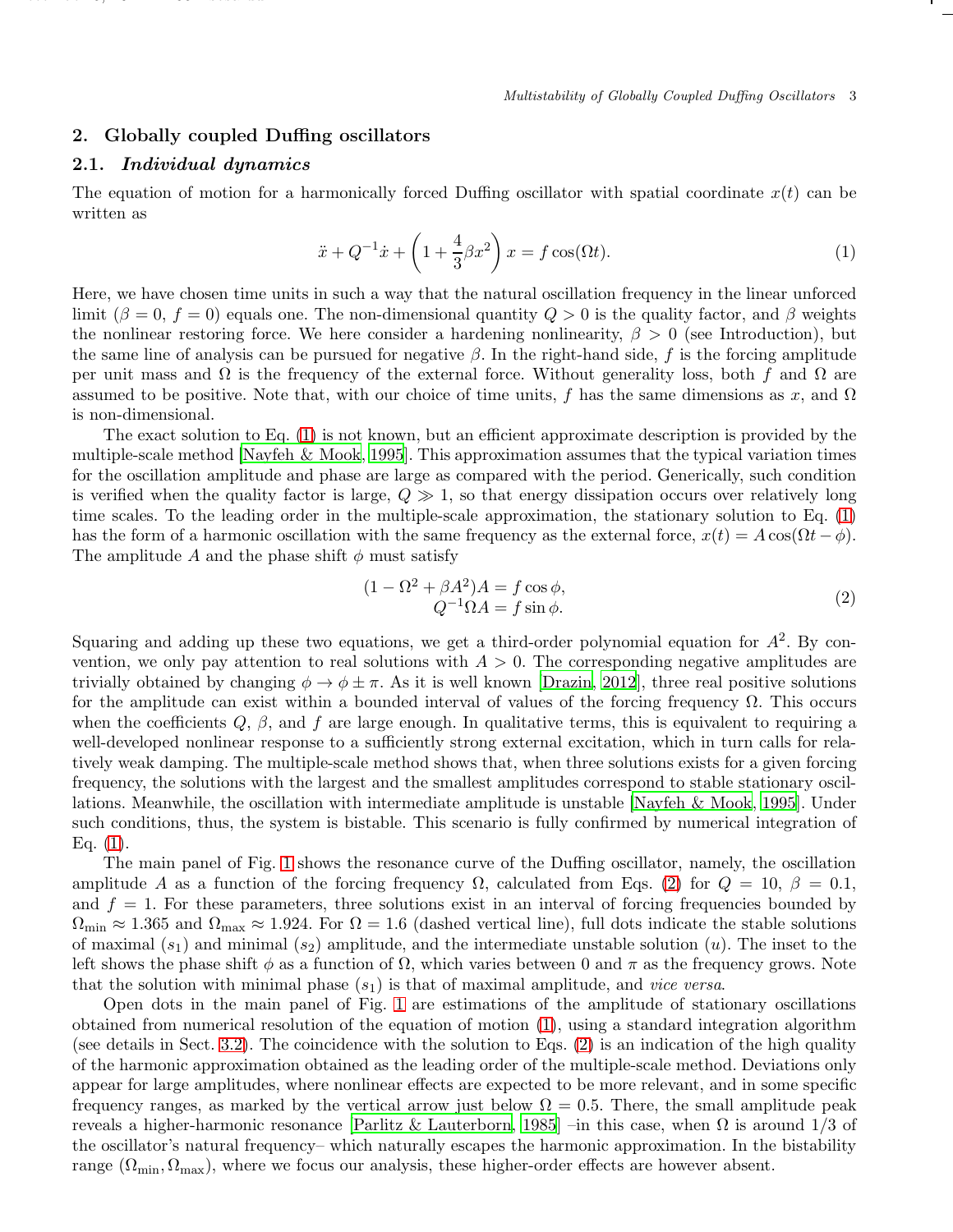## 2. Globally coupled Duffing oscillators

### 2.1. *Individual dynamics*

The equation of motion for a harmonically forced Duffing oscillator with spatial coordinate $x(t)$ can be written as

$$\ddot{x} + Q^{-1}\dot{x} + \left(1 + \frac{4}{3}\beta x^2\right) x = f \cos(\Omega t). \tag{1}$$

Here, we have chosen time units in such a way that the natural oscillation frequency in the linear unforced limit ($\beta = 0$, $f = 0$) equals one. The non-dimensional quantity $Q > 0$ is the quality factor, and $\beta$ weights the nonlinear restoring force. We here consider a hardening nonlinearity, $\beta > 0$ (see Introduction), but the same line of analysis can be pursued for negative $\beta$. In the right-hand side, $f$ is the forcing amplitude per unit mass and $\Omega$ is the frequency of the external force. Without generality loss, both $f$ and $\Omega$ are assumed to be positive. Note that, with our choice of time units, $f$ has the same dimensions as $x$, and $\Omega$ is non-dimensional.

The exact solution to Eq. (1) is not known, but an efficient approximate description is provided by the multiple-scale method [Nayfeh & Mook, 1995]. This approximation assumes that the typical variation times for the oscillation amplitude and phase are large as compared with the period. Generically, such condition is verified when the quality factor is large, $Q \gg 1$, so that energy dissipation occurs over relatively long time scales. To the leading order in the multiple-scale approximation, the stationary solution to Eq. (1) has the form of a harmonic oscillation with the same frequency as the external force, $x(t) = A\cos(\Omega t - \phi)$. The amplitude $A$ and the phase shift $\phi$ must satisfy

$$\begin{aligned} (1 - \Omega^2 + \beta A^2)A &= f\cos\phi, \\ Q^{-1}\Omega A &= f \sin\phi. \end{aligned} \tag{2}$$

Squaring and adding up these two equations, we get a third-order polynomial equation for $A^2$. By convention, we only pay attention to real solutions with $A > 0$. The corresponding negative amplitudes are trivially obtained by changing $\phi \to \phi \pm \pi$. As it is well known [Drazin, 2012], three real positive solutions for the amplitude can exist within a bounded interval of values of the forcing frequency $\Omega$. This occurs when the coefficients $Q$, $\beta$, and $f$ are large enough. In qualitative terms, this is equivalent to requiring a well-developed nonlinear response to a sufficiently strong external excitation, which in turn calls for relatively weak damping. The multiple-scale method shows that, when three solutions exists for a given forcing frequency, the solutions with the largest and the smallest amplitudes correspond to stable stationary oscillations. Meanwhile, the oscillation with intermediate amplitude is unstable [Nayfeh & Mook, 1995]. Under such conditions, thus, the system is bistable. This scenario is fully confirmed by numerical integration of Eq. (1).

The main panel of Fig. 1 shows the resonance curve of the Duffing oscillator, namely, the oscillation amplitude $A$ as a function of the forcing frequency $\Omega$, calculated from Eqs. (2) for $Q = 10$, $\beta = 0.1$, and $f = 1$. For these parameters, three solutions exist in an interval of forcing frequencies bounded by $\Omega_{\min} \approx 1.365$ and $\Omega_{\max} \approx 1.924$. For $\Omega = 1.6$ (dashed vertical line), full dots indicate the stable solutions of maximal ($s_1$) and minimal ($s_2$) amplitude, and the intermediate unstable solution ($u$). The inset to the left shows the phase shift $\phi$ as a function of $\Omega$, which varies between 0 and $\pi$ as the frequency grows. Note that the solution with minimal phase ($s_1$) is that of maximal amplitude, and *vice versa*.

Open dots in the main panel of Fig. 1 are estimations of the amplitude of stationary oscillations obtained from numerical resolution of the equation of motion (1), using a standard integration algorithm (see details in Sect. 3.2). The coincidence with the solution to Eqs. (2) is an indication of the high quality of the harmonic approximation obtained as the leading order of the multiple-scale method. Deviations only appear for large amplitudes, where nonlinear effects are expected to be more relevant, and in some specific frequency ranges, as marked by the vertical arrow just below $\Omega = 0.5$. There, the small amplitude peak reveals a higher-harmonic resonance [Parlitz & Lauterborn, 1985] –in this case, when $\Omega$ is around 1/3 of the oscillator's natural frequency– which naturally escapes the harmonic approximation. In the bistability range ($\Omega_{\min}, \Omega_{\max}$), where we focus our analysis, these higher-order effects are however absent.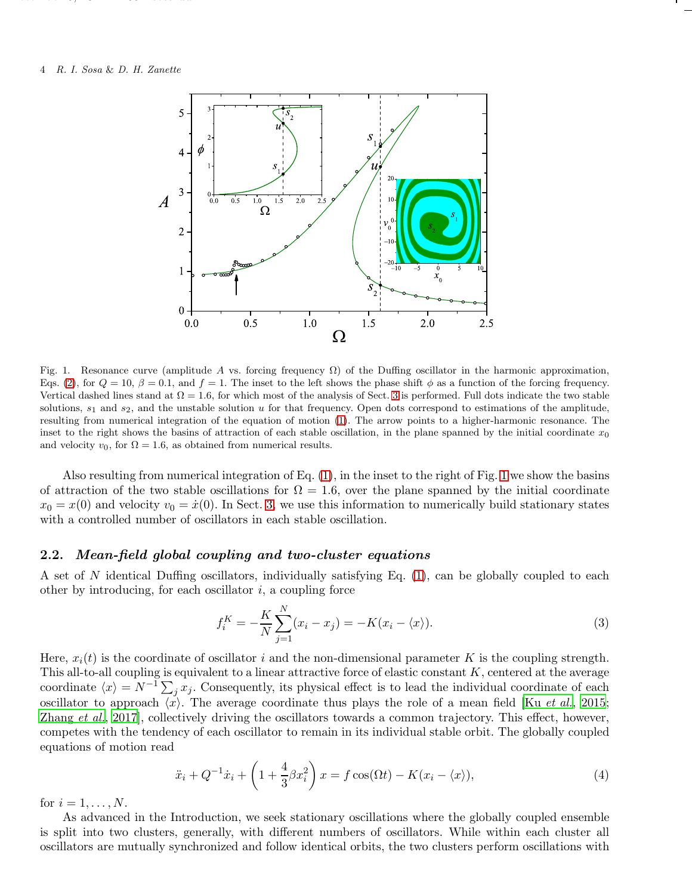Fig. 1. Resonance curve (amplitude $A$ vs. forcing frequency $\Omega$) of the Duffing oscillator in the harmonic approximation, Eqs. (2), for $Q = 10$, $\beta = 0.1$, and $f = 1$. The inset to the left shows the phase shift $\phi$ as a function of the forcing frequency. Vertical dashed lines stand at $\Omega = 1.6$, for which most of the analysis of Sect. 3 is performed. Full dots indicate the two stable solutions, $s_1$ and $s_2$, and the unstable solution $u$ for that frequency. Open dots correspond to estimations of the amplitude, resulting from numerical integration of the equation of motion (1). The arrow points to a higher-harmonic resonance. The inset to the right shows the basins of attraction of each stable oscillation, in the plane spanned by the initial coordinate $x_0$ and velocity $v_0$, for $\Omega = 1.6$, as obtained from numerical results.

Also resulting from numerical integration of Eq. (1), in the inset to the right of Fig. 1 we show the basins of attraction of the two stable oscillations for $\Omega = 1.6$, over the plane spanned by the initial coordinate $x_0 = x(0)$ and velocity $v_0 = \dot{x}(0)$. In Sect. 3, we use this information to numerically build stationary states with a controlled number of oscillators in each stable oscillation.

### 2.2. *Mean-field global coupling and two-cluster equations*

A set of $N$ identical Duffing oscillators, individually satisfying Eq. (1), can be globally coupled to each other by introducing, for each oscillator $i$, a coupling force

$$f_i^K = -\frac{K}{N}\sum_{j=1}^{N}(x_i - x_j) = -K(x_i - \langle x \rangle). \tag{3}$$

Here, $x_i(t)$ is the coordinate of oscillator $i$ and the non-dimensional parameter $K$ is the coupling strength. This all-to-all coupling is equivalent to a linear attractive force of elastic constant $K$, centered at the average coordinate $\langle x \rangle = N^{-1}\sum_j x_j$. Consequently, its physical effect is to lead the individual coordinate of each oscillator to approach $\langle x \rangle$. The average coordinate thus plays the role of a mean field [Ku *et al.*, 2015; Zhang *et al.*, 2017], collectively driving the oscillators towards a common trajectory. This effect, however, competes with the tendency of each oscillator to remain in its individual stable orbit. The globally coupled equations of motion read

$$\ddot{x}_i + Q^{-1}\dot{x}_i + \left(1 + \frac{4}{3}\beta x_i^2\right)x = f\cos(\Omega t) - K(x_i - \langle x \rangle), \tag{4}$$

for $i = 1, \dots, N$.

As advanced in the Introduction, we seek stationary oscillations where the globally coupled ensemble is split into two clusters, generally, with different numbers of oscillators. While within each cluster all oscillators are mutually synchronized and follow identical orbits, the two clusters perform oscillations with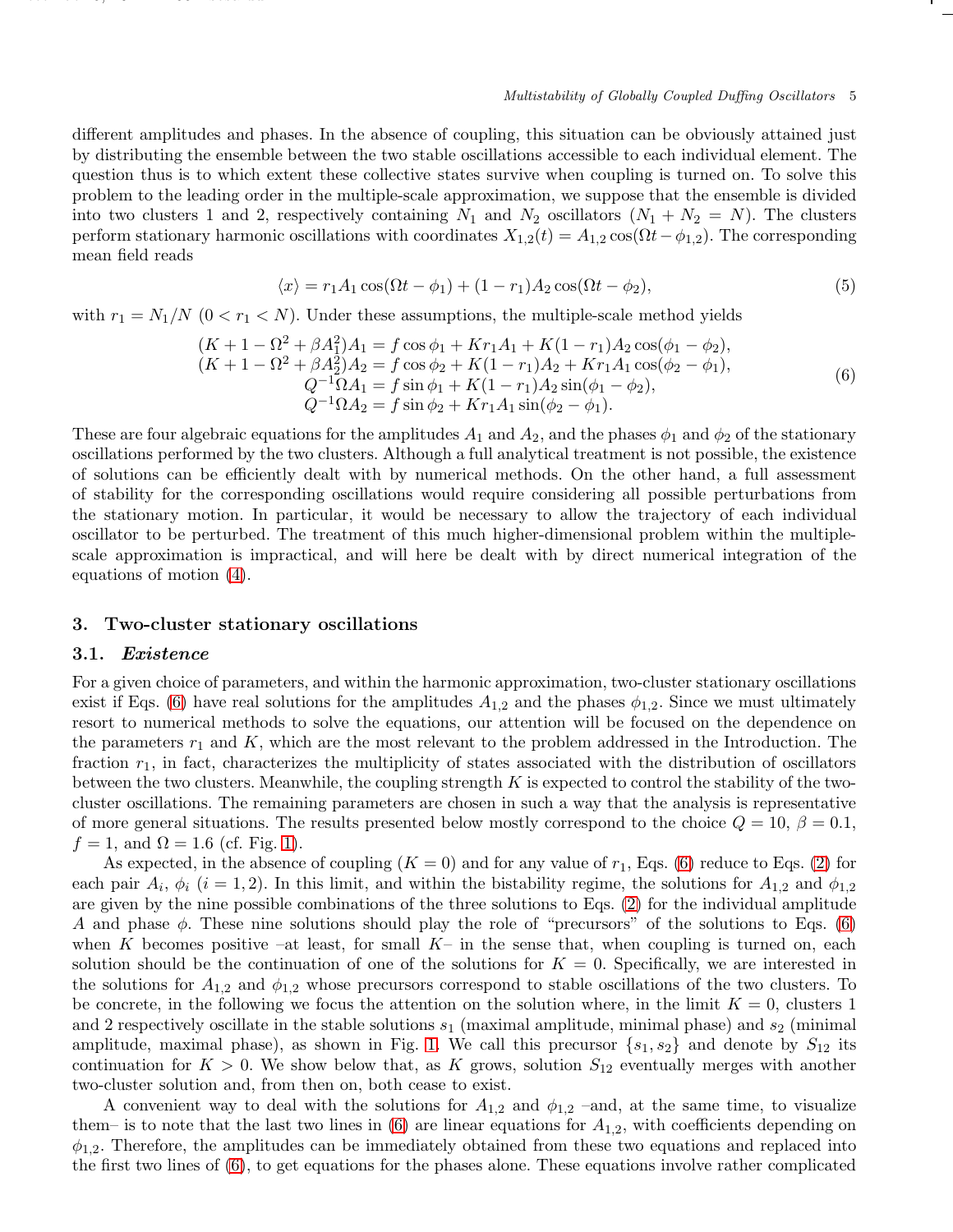different amplitudes and phases. In the absence of coupling, this situation can be obviously attained just by distributing the ensemble between the two stable oscillations accessible to each individual element. The question thus is to which extent these collective states survive when coupling is turned on. To solve this problem to the leading order in the multiple-scale approximation, we suppose that the ensemble is divided into two clusters 1 and 2, respectively containing $N_1$ and $N_2$ oscillators ($N_1 + N_2 = N$). The clusters perform stationary harmonic oscillations with coordinates $X_{1,2}(t) = A_{1,2}\cos(\Omega t - \phi_{1,2})$. The corresponding mean field reads

$$\langle x \rangle = r_1 A_1 \cos(\Omega t - \phi_1) + (1 - r_1) A_2 \cos(\Omega t - \phi_2), \tag{5}$$

with $r_1 = N_1/N$ ($0 < r_1 < N$). Under these assumptions, the multiple-scale method yields

$$\begin{aligned}
(K + 1 - \Omega^2 + \beta A_1^2) A_1 &= f \cos\phi_1 + K r_1 A_1 + K(1 - r_1) A_2 \cos(\phi_1 - \phi_2), \\
(K + 1 - \Omega^2 + \beta A_2^2) A_2 &= f \cos\phi_2 + K(1 - r_1) A_2 + K r_1 A_1 \cos(\phi_2 - \phi_1), \\
Q^{-1}\Omega A_1 &= f \sin\phi_1 + K(1 - r_1) A_2 \sin(\phi_1 - \phi_2), \\
Q^{-1}\Omega A_2 &= f \sin\phi_2 + K r_1 A_1 \sin(\phi_2 - \phi_1).
\end{aligned} \tag{6}$$

These are four algebraic equations for the amplitudes $A_1$ and $A_2$, and the phases $\phi_1$ and $\phi_2$ of the stationary oscillations performed by the two clusters. Although a full analytical treatment is not possible, the existence of solutions can be efficiently dealt with by numerical methods. On the other hand, a full assessment of stability for the corresponding oscillations would require considering all possible perturbations from the stationary motion. In particular, it would be necessary to allow the trajectory of each individual oscillator to be perturbed. The treatment of this much higher-dimensional problem within the multiple-scale approximation is impractical, and will here be dealt with by direct numerical integration of the equations of motion (4).

## 3. Two-cluster stationary oscillations

### 3.1. *Existence*

For a given choice of parameters, and within the harmonic approximation, two-cluster stationary oscillations exist if Eqs. (6) have real solutions for the amplitudes $A_{1,2}$ and the phases $\phi_{1,2}$. Since we must ultimately resort to numerical methods to solve the equations, our attention will be focused on the dependence on the parameters $r_1$ and $K$, which are the most relevant to the problem addressed in the Introduction. The fraction $r_1$, in fact, characterizes the multiplicity of states associated with the distribution of oscillators between the two clusters. Meanwhile, the coupling strength $K$ is expected to control the stability of the two-cluster oscillations. The remaining parameters are chosen in such a way that the analysis is representative of more general situations. The results presented below mostly correspond to the choice $Q = 10$, $\beta = 0.1$, $f = 1$, and $\Omega = 1.6$ (cf. Fig. 1).

As expected, in the absence of coupling ($K = 0$) and for any value of $r_1$, Eqs. (6) reduce to Eqs. (2) for each pair $A_i$, $\phi_i$ ($i = 1, 2$). In this limit, and within the bistability regime, the solutions for $A_{1,2}$ and $\phi_{1,2}$ are given by the nine possible combinations of the three solutions to Eqs. (2) for the individual amplitude $A$ and phase $\phi$. These nine solutions should play the role of "precursors" of the solutions to Eqs. (6) when $K$ becomes positive –at least, for small $K$– in the sense that, when coupling is turned on, each solution should be the continuation of one of the solutions for $K = 0$. Specifically, we are interested in the solutions for $A_{1,2}$ and $\phi_{1,2}$ whose precursors correspond to stable oscillations of the two clusters. To be concrete, in the following we focus the attention on the solution where, in the limit $K = 0$, clusters 1 and 2 respectively oscillate in the stable solutions $s_1$ (maximal amplitude, minimal phase) and $s_2$ (minimal amplitude, maximal phase), as shown in Fig. 1. We call this precursor $\{s_1, s_2\}$ and denote by $S_{12}$ its continuation for $K > 0$. We show below that, as $K$ grows, solution $S_{12}$ eventually merges with another two-cluster solution and, from then on, both cease to exist.

A convenient way to deal with the solutions for $A_{1,2}$ and $\phi_{1,2}$ –and, at the same time, to visualize them– is to note that the last two lines in (6) are linear equations for $A_{1,2}$, with coefficients depending on $\phi_{1,2}$. Therefore, the amplitudes can be immediately obtained from these two equations and replaced into the first two lines of (6), to get equations for the phases alone. These equations involve rather complicated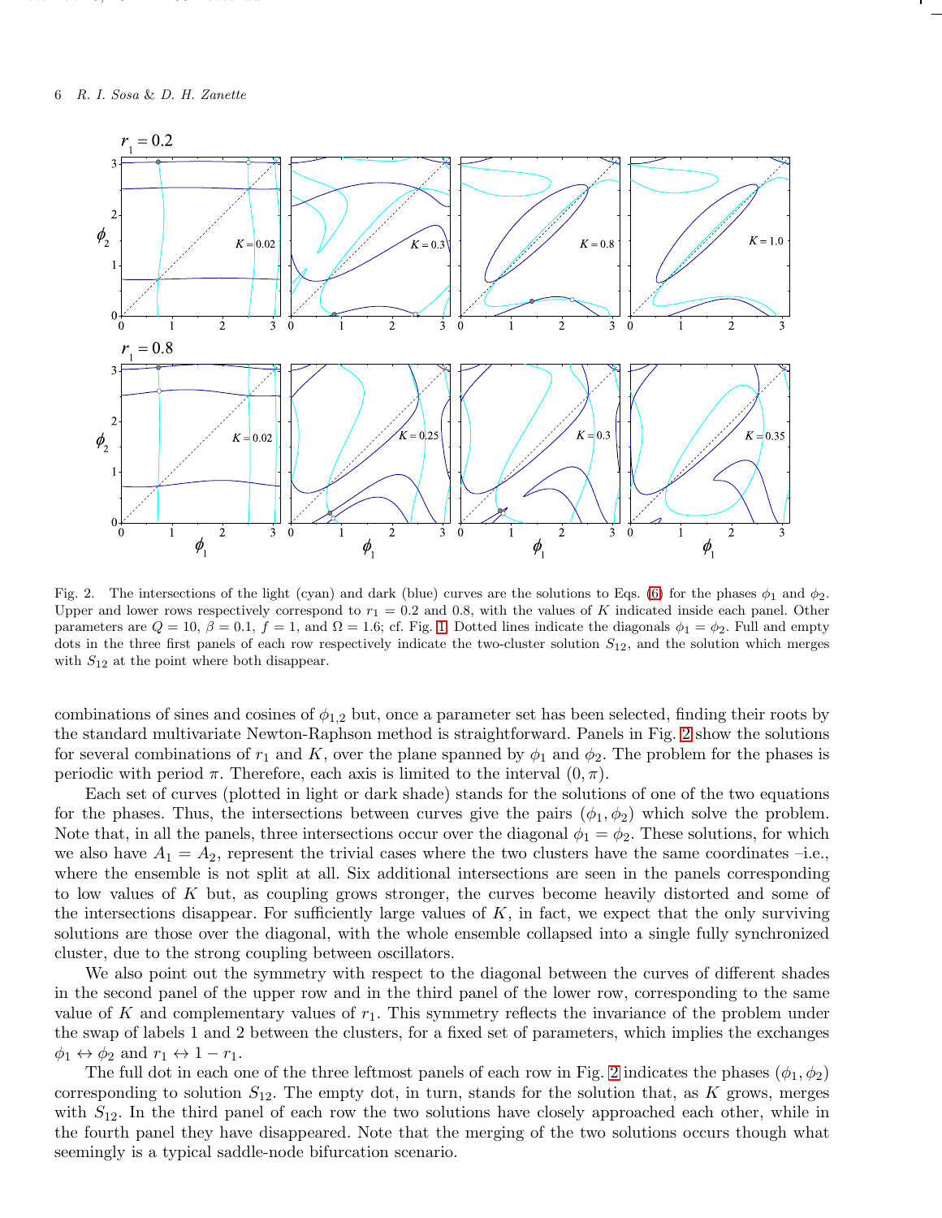Fig. 2. The intersections of the light (cyan) and dark (blue) curves are the solutions to Eqs. (6) for the phases $\phi_1$ and $\phi_2$. Upper and lower rows respectively correspond to $r_1 = 0.2$ and $0.8$, with the values of $K$ indicated inside each panel. Other parameters are $Q = 10$, $\beta = 0.1$, $f = 1$, and $\Omega = 1.6$; cf. Fig. 1. Dotted lines indicate the diagonals $\phi_1 = \phi_2$. Full and empty dots in the three first panels of each row respectively indicate the two-cluster solution $S_{12}$, and the solution which merges with $S_{12}$ at the point where both disappear.

combinations of sines and cosines of $\phi_{1,2}$ but, once a parameter set has been selected, finding their roots by the standard multivariate Newton-Raphson method is straightforward. Panels in Fig. 2 show the solutions for several combinations of $r_1$ and $K$, over the plane spanned by $\phi_1$ and $\phi_2$. The problem for the phases is periodic with period $\pi$. Therefore, each axis is limited to the interval $(0, \pi)$.

Each set of curves (plotted in light or dark shade) stands for the solutions of one of the two equations for the phases. Thus, the intersections between curves give the pairs $(\phi_1, \phi_2)$ which solve the problem. Note that, in all the panels, three intersections occur over the diagonal $\phi_1 = \phi_2$. These solutions, for which we also have $A_1 = A_2$, represent the trivial cases where the two clusters have the same coordinates –i.e., where the ensemble is not split at all. Six additional intersections are seen in the panels corresponding to low values of $K$ but, as coupling grows stronger, the curves become heavily distorted and some of the intersections disappear. For sufficiently large values of $K$, in fact, we expect that the only surviving solutions are those over the diagonal, with the whole ensemble collapsed into a single fully synchronized cluster, due to the strong coupling between oscillators.

We also point out the symmetry with respect to the diagonal between the curves of different shades in the second panel of the upper row and in the third panel of the lower row, corresponding to the same value of $K$ and complementary values of $r_1$. This symmetry reflects the invariance of the problem under the swap of labels 1 and 2 between the clusters, for a fixed set of parameters, which implies the exchanges $\phi_1 \leftrightarrow \phi_2$ and $r_1 \leftrightarrow 1 - r_1$.

The full dot in each one of the three leftmost panels of each row in Fig. 2 indicates the phases $(\phi_1, \phi_2)$ corresponding to solution $S_{12}$. The empty dot, in turn, stands for the solution that, as $K$ grows, merges with $S_{12}$. In the third panel of each row the two solutions have closely approached each other, while in the fourth panel they have disappeared. Note that the merging of the two solutions occurs though what seemingly is a typical saddle-node bifurcation scenario.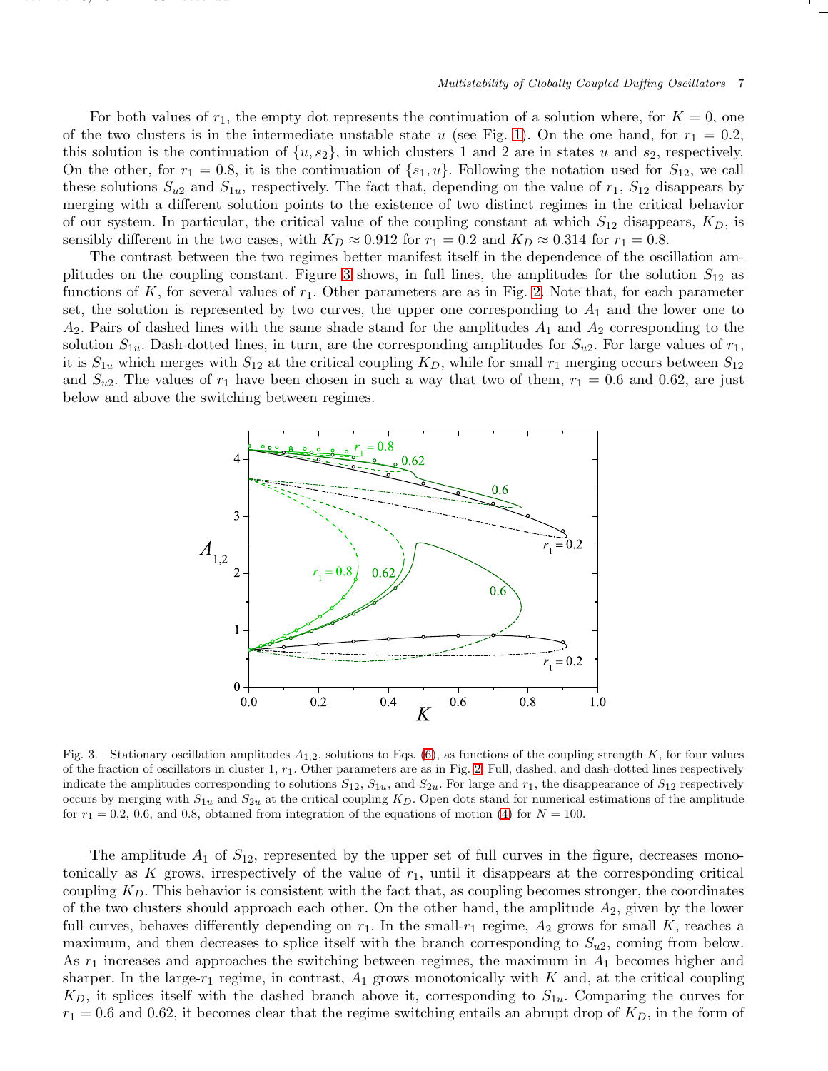For both values of $r_1$, the empty dot represents the continuation of a solution where, for $K = 0$, one of the two clusters is in the intermediate unstable state $u$ (see Fig. 1). On the one hand, for $r_1 = 0.2$, this solution is the continuation of $\{u, s_2\}$, in which clusters 1 and 2 are in states $u$ and $s_2$, respectively. On the other, for $r_1 = 0.8$, it is the continuation of $\{s_1, u\}$. Following the notation used for $S_{12}$, we call these solutions $S_{u2}$ and $S_{1u}$, respectively. The fact that, depending on the value of $r_1$, $S_{12}$ disappears by merging with a different solution points to the existence of two distinct regimes in the critical behavior of our system. In particular, the critical value of the coupling constant at which $S_{12}$ disappears, $K_D$, is sensibly different in the two cases, with $K_D \approx 0.912$ for $r_1 = 0.2$ and $K_D \approx 0.314$ for $r_1 = 0.8$.

The contrast between the two regimes better manifest itself in the dependence of the oscillation amplitudes on the coupling constant. Figure 3 shows, in full lines, the amplitudes for the solution $S_{12}$ as functions of $K$, for several values of $r_1$. Other parameters are as in Fig. 2. Note that, for each parameter set, the solution is represented by two curves, the upper one corresponding to $A_1$ and the lower one to $A_2$. Pairs of dashed lines with the same shade stand for the amplitudes $A_1$ and $A_2$ corresponding to the solution $S_{1u}$. Dash-dotted lines, in turn, are the corresponding amplitudes for $S_{u2}$. For large values of $r_1$, it is $S_{1u}$ which merges with $S_{12}$ at the critical coupling $K_D$, while for small $r_1$ merging occurs between $S_{12}$ and $S_{u2}$. The values of $r_1$ have been chosen in such a way that two of them, $r_1 = 0.6$ and 0.62, are just below and above the switching between regimes.

Fig. 3. Stationary oscillation amplitudes $A_{1,2}$, solutions to Eqs. (6), as functions of the coupling strength $K$, for four values of the fraction of oscillators in cluster 1, $r_1$. Other parameters are as in Fig. 2. Full, dashed, and dash-dotted lines respectively indicate the amplitudes corresponding to solutions $S_{12}$, $S_{1u}$, and $S_{2u}$. For large and $r_1$, the disappearance of $S_{12}$ respectively occurs by merging with $S_{1u}$ and $S_{2u}$ at the critical coupling $K_D$. Open dots stand for numerical estimations of the amplitude for $r_1 = 0.2$, 0.6, and 0.8, obtained from integration of the equations of motion (4) for $N = 100$.

The amplitude $A_1$ of $S_{12}$, represented by the upper set of full curves in the figure, decreases monotonically as $K$ grows, irrespectively of the value of $r_1$, until it disappears at the corresponding critical coupling $K_D$. This behavior is consistent with the fact that, as coupling becomes stronger, the coordinates of the two clusters should approach each other. On the other hand, the amplitude $A_2$, given by the lower full curves, behaves differently depending on $r_1$. In the small-$r_1$ regime, $A_2$ grows for small $K$, reaches a maximum, and then decreases to splice itself with the branch corresponding to $S_{u2}$, coming from below. As $r_1$ increases and approaches the switching between regimes, the maximum in $A_1$ becomes higher and sharper. In the large-$r_1$ regime, in contrast, $A_1$ grows monotonically with $K$ and, at the critical coupling $K_D$, it splices itself with the dashed branch above it, corresponding to $S_{1u}$. Comparing the curves for $r_1 = 0.6$ and 0.62, it becomes clear that the regime switching entails an abrupt drop of $K_D$, in the form of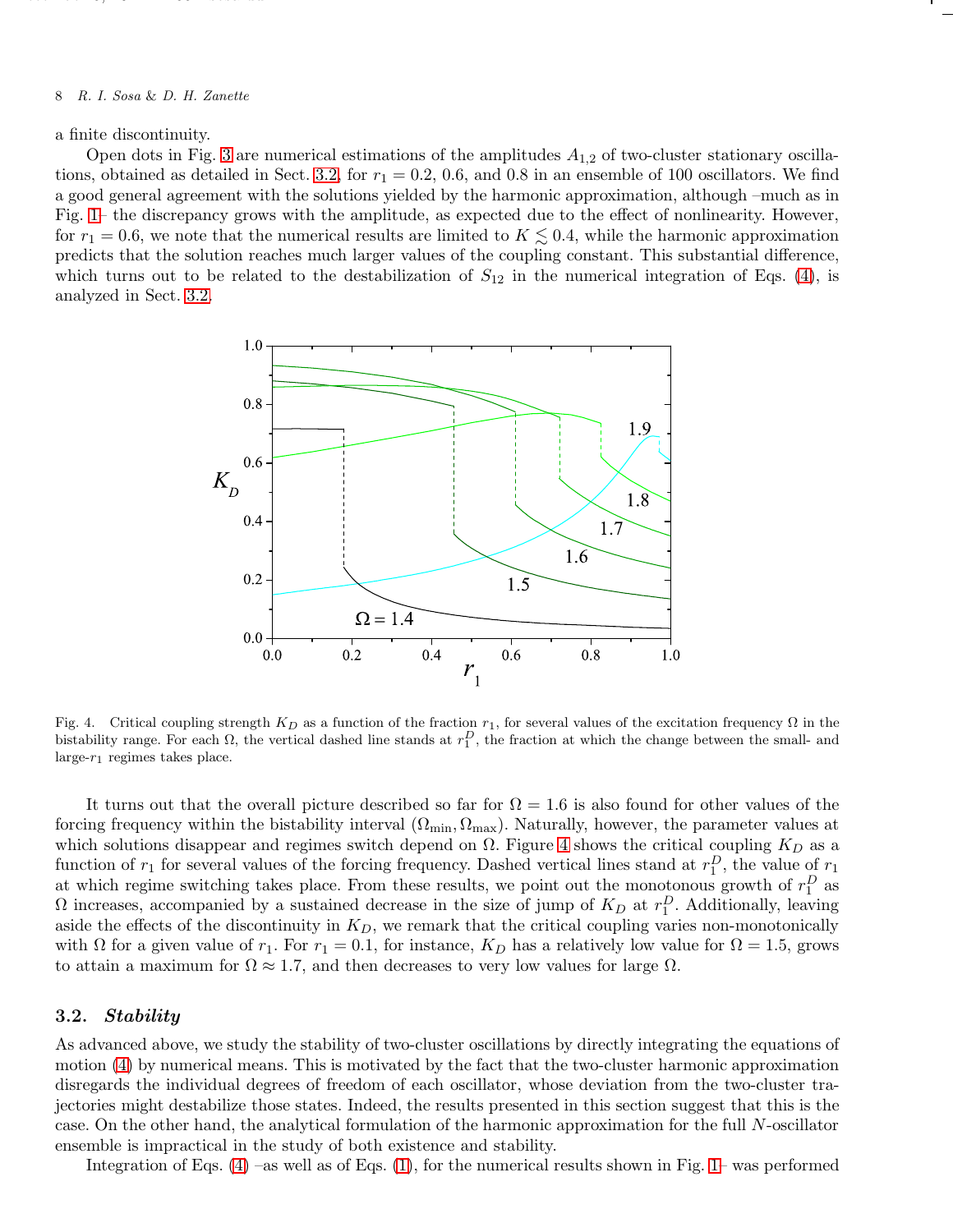a finite discontinuity.

Open dots in Fig. 3 are numerical estimations of the amplitudes $A_{1,2}$ of two-cluster stationary oscillations, obtained as detailed in Sect. 3.2, for $r_1 = 0.2$, 0.6, and 0.8 in an ensemble of 100 oscillators. We find a good general agreement with the solutions yielded by the harmonic approximation, although –much as in Fig. 1– the discrepancy grows with the amplitude, as expected due to the effect of nonlinearity. However, for $r_1 = 0.6$, we note that the numerical results are limited to $K \lesssim 0.4$, while the harmonic approximation predicts that the solution reaches much larger values of the coupling constant. This substantial difference, which turns out to be related to the destabilization of $S_{12}$ in the numerical integration of Eqs. (4), is analyzed in Sect. 3.2.

Fig. 4. Critical coupling strength $K_D$ as a function of the fraction $r_1$, for several values of the excitation frequency $\Omega$ in the bistability range. For each $\Omega$, the vertical dashed line stands at $r_1^D$, the fraction at which the change between the small- and large-$r_1$ regimes takes place.

It turns out that the overall picture described so far for $\Omega = 1.6$ is also found for other values of the forcing frequency within the bistability interval $(\Omega_{\min}, \Omega_{\max})$. Naturally, however, the parameter values at which solutions disappear and regimes switch depend on $\Omega$. Figure 4 shows the critical coupling $K_D$ as a function of $r_1$ for several values of the forcing frequency. Dashed vertical lines stand at $r_1^D$, the value of $r_1$ at which regime switching takes place. From these results, we point out the monotonous growth of $r_1^D$ as $\Omega$ increases, accompanied by a sustained decrease in the size of jump of $K_D$ at $r_1^D$. Additionally, leaving aside the effects of the discontinuity in $K_D$, we remark that the critical coupling varies non-monotonically with $\Omega$ for a given value of $r_1$. For $r_1 = 0.1$, for instance, $K_D$ has a relatively low value for $\Omega = 1.5$, grows to attain a maximum for $\Omega \approx 1.7$, and then decreases to very low values for large $\Omega$.

### 3.2. *Stability*

As advanced above, we study the stability of two-cluster oscillations by directly integrating the equations of motion (4) by numerical means. This is motivated by the fact that the two-cluster harmonic approximation disregards the individual degrees of freedom of each oscillator, whose deviation from the two-cluster trajectories might destabilize those states. Indeed, the results presented in this section suggest that this is the case. On the other hand, the analytical formulation of the harmonic approximation for the full $N$-oscillator ensemble is impractical in the study of both existence and stability.

Integration of Eqs. (4) –as well as of Eqs. (1), for the numerical results shown in Fig. 1– was performed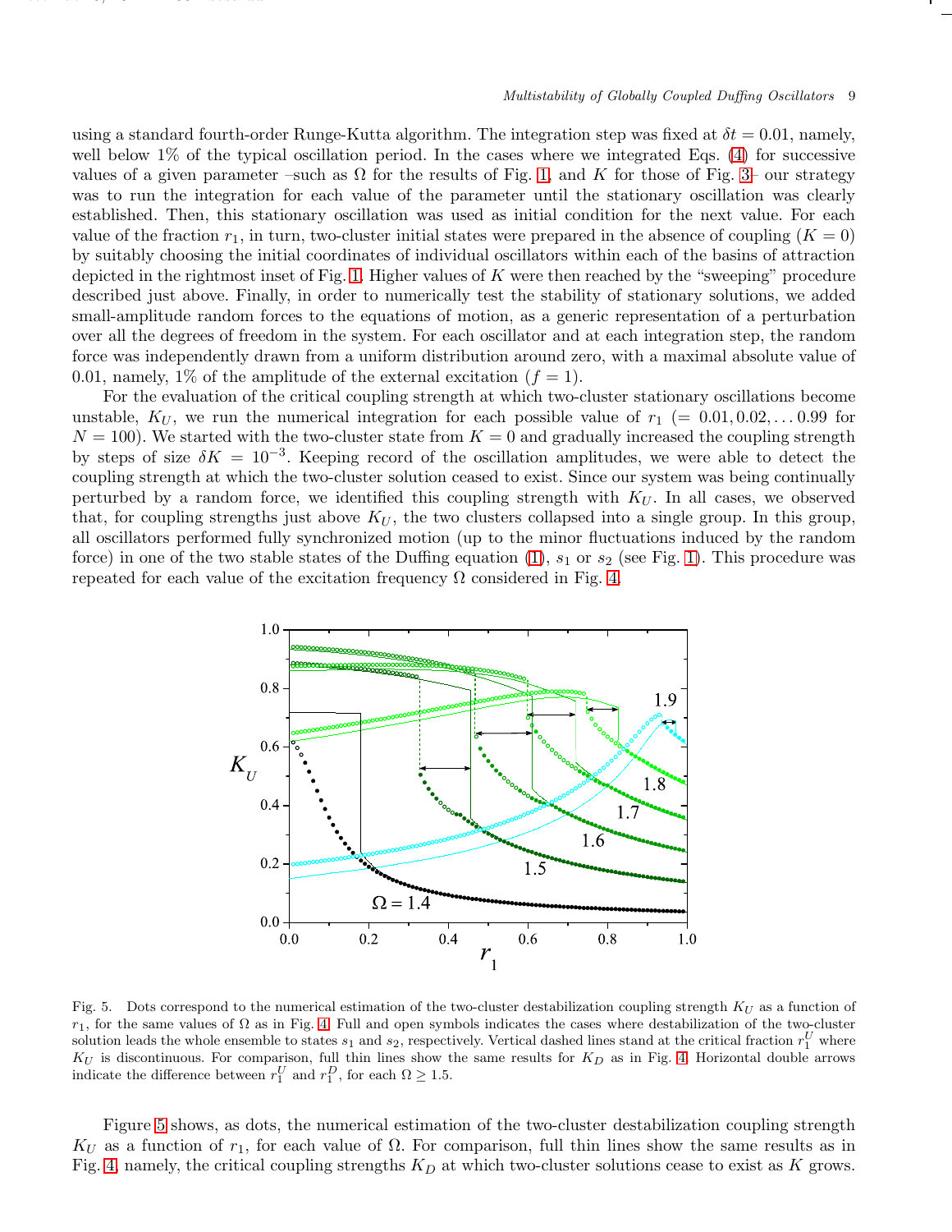using a standard fourth-order Runge-Kutta algorithm. The integration step was fixed at $\delta t = 0.01$, namely, well below 1% of the typical oscillation period. In the cases where we integrated Eqs. (4) for successive values of a given parameter –such as $\Omega$ for the results of Fig. 1, and $K$ for those of Fig. 3– our strategy was to run the integration for each value of the parameter until the stationary oscillation was clearly established. Then, this stationary oscillation was used as initial condition for the next value. For each value of the fraction $r_1$, in turn, two-cluster initial states were prepared in the absence of coupling ($K = 0$) by suitably choosing the initial coordinates of individual oscillators within each of the basins of attraction depicted in the rightmost inset of Fig. 1. Higher values of $K$ were then reached by the "sweeping" procedure described just above. Finally, in order to numerically test the stability of stationary solutions, we added small-amplitude random forces to the equations of motion, as a generic representation of a perturbation over all the degrees of freedom in the system. For each oscillator and at each integration step, the random force was independently drawn from a uniform distribution around zero, with a maximal absolute value of 0.01, namely, 1% of the amplitude of the external excitation ($f = 1$).

For the evaluation of the critical coupling strength at which two-cluster stationary oscillations become unstable, $K_U$, we run the numerical integration for each possible value of $r_1$ ($= 0.01, 0.02, \dots 0.99$ for $N = 100$). We started with the two-cluster state from $K = 0$ and gradually increased the coupling strength by steps of size $\delta K = 10^{-3}$. Keeping record of the oscillation amplitudes, we were able to detect the coupling strength at which the two-cluster solution ceased to exist. Since our system was being continually perturbed by a random force, we identified this coupling strength with $K_U$. In all cases, we observed that, for coupling strengths just above $K_U$, the two clusters collapsed into a single group. In this group, all oscillators performed fully synchronized motion (up to the minor fluctuations induced by the random force) in one of the two stable states of the Duffing equation (1), $s_1$ or $s_2$ (see Fig. 1). This procedure was repeated for each value of the excitation frequency $\Omega$ considered in Fig. 4.

Fig. 5. Dots correspond to the numerical estimation of the two-cluster destabilization coupling strength $K_U$ as a function of $r_1$, for the same values of $\Omega$ as in Fig. 4. Full and open symbols indicates the cases where destabilization of the two-cluster solution leads the whole ensemble to states $s_1$ and $s_2$, respectively. Vertical dashed lines stand at the critical fraction $r_1^U$ where $K_U$ is discontinuous. For comparison, full thin lines show the same results for $K_D$ as in Fig. 4. Horizontal double arrows indicate the difference between $r_1^U$ and $r_1^D$, for each $\Omega \geq 1.5$.

Figure 5 shows, as dots, the numerical estimation of the two-cluster destabilization coupling strength $K_U$ as a function of $r_1$, for each value of $\Omega$. For comparison, full thin lines show the same results as in Fig. 4, namely, the critical coupling strengths $K_D$ at which two-cluster solutions cease to exist as $K$ grows.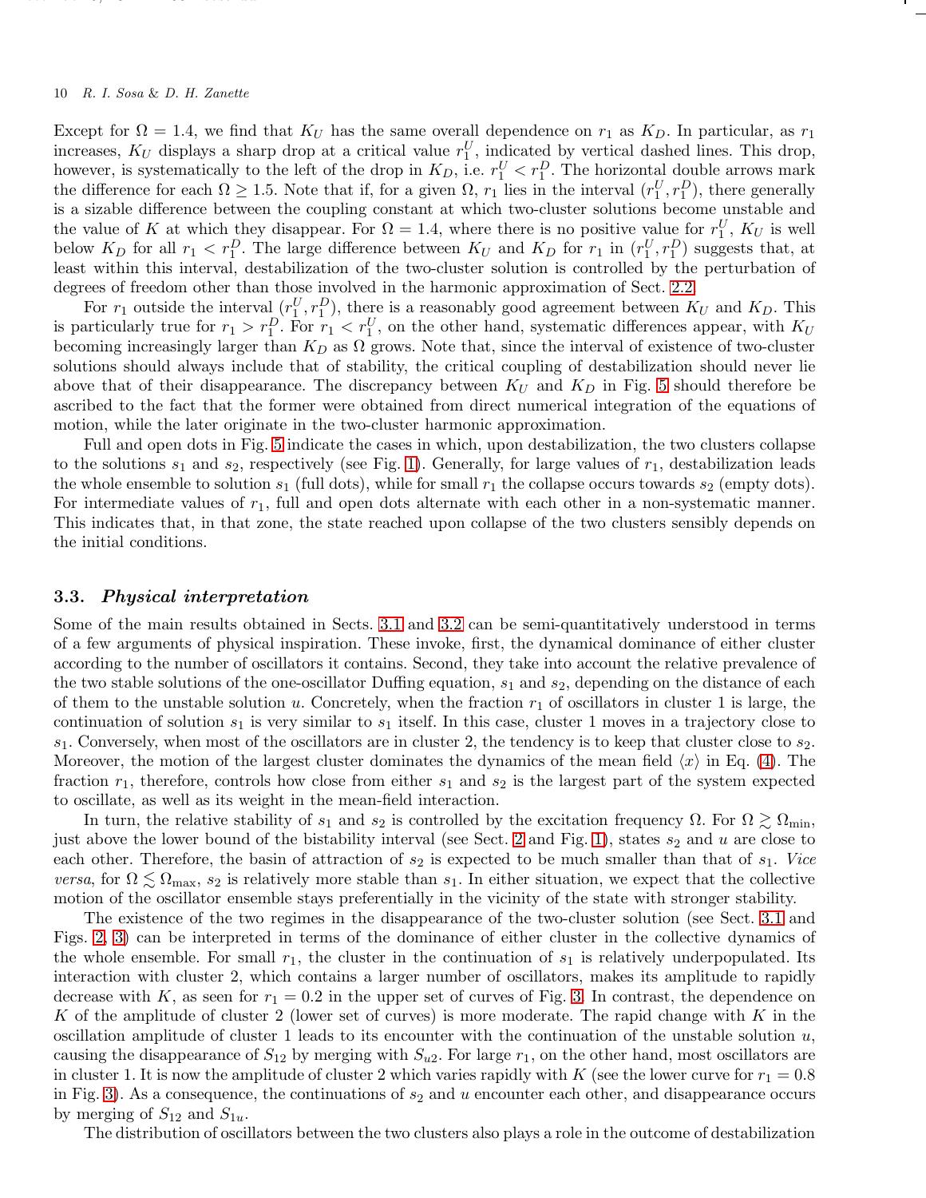Except for $\Omega = 1.4$, we find that $K_U$ has the same overall dependence on $r_1$ as $K_D$. In particular, as $r_1$ increases, $K_U$ displays a sharp drop at a critical value $r_1^U$, indicated by vertical dashed lines. This drop, however, is systematically to the left of the drop in $K_D$, i.e. $r_1^U < r_1^D$. The horizontal double arrows mark the difference for each $\Omega \geq 1.5$. Note that if, for a given $\Omega$, $r_1$ lies in the interval $(r_1^U, r_1^D)$, there generally is a sizable difference between the coupling constant at which two-cluster solutions become unstable and the value of $K$ at which they disappear. For $\Omega = 1.4$, where there is no positive value for $r_1^U$, $K_U$ is well below $K_D$ for all $r_1 < r_1^D$. The large difference between $K_U$ and $K_D$ for $r_1$ in $(r_1^U, r_1^D)$ suggests that, at least within this interval, destabilization of the two-cluster solution is controlled by the perturbation of degrees of freedom other than those involved in the harmonic approximation of Sect. 2.2.

For $r_1$ outside the interval $(r_1^U, r_1^D)$, there is a reasonably good agreement between $K_U$ and $K_D$. This is particularly true for $r_1 > r_1^D$. For $r_1 < r_1^U$, on the other hand, systematic differences appear, with $K_U$ becoming increasingly larger than $K_D$ as $\Omega$ grows. Note that, since the interval of existence of two-cluster solutions should always include that of stability, the critical coupling of destabilization should never lie above that of their disappearance. The discrepancy between $K_U$ and $K_D$ in Fig. 5 should therefore be ascribed to the fact that the former were obtained from direct numerical integration of the equations of motion, while the later originate in the two-cluster harmonic approximation.

Full and open dots in Fig. 5 indicate the cases in which, upon destabilization, the two clusters collapse to the solutions $s_1$ and $s_2$, respectively (see Fig. 1). Generally, for large values of $r_1$, destabilization leads the whole ensemble to solution $s_1$ (full dots), while for small $r_1$ the collapse occurs towards $s_2$ (empty dots). For intermediate values of $r_1$, full and open dots alternate with each other in a non-systematic manner. This indicates that, in that zone, the state reached upon collapse of the two clusters sensibly depends on the initial conditions.

### 3.3. *Physical interpretation*

Some of the main results obtained in Sects. 3.1 and 3.2 can be semi-quantitatively understood in terms of a few arguments of physical inspiration. These invoke, first, the dynamical dominance of either cluster according to the number of oscillators it contains. Second, they take into account the relative prevalence of the two stable solutions of the one-oscillator Duffing equation, $s_1$ and $s_2$, depending on the distance of each of them to the unstable solution $u$. Concretely, when the fraction $r_1$ of oscillators in cluster 1 is large, the continuation of solution $s_1$ is very similar to $s_1$ itself. In this case, cluster 1 moves in a trajectory close to $s_1$. Conversely, when most of the oscillators are in cluster 2, the tendency is to keep that cluster close to $s_2$. Moreover, the motion of the largest cluster dominates the dynamics of the mean field $\langle x \rangle$ in Eq. (4). The fraction $r_1$, therefore, controls how close from either $s_1$ and $s_2$ is the largest part of the system expected to oscillate, as well as its weight in the mean-field interaction.

In turn, the relative stability of $s_1$ and $s_2$ is controlled by the excitation frequency $\Omega$. For $\Omega \gtrsim \Omega_{\min}$, just above the lower bound of the bistability interval (see Sect. 2 and Fig. 1), states $s_2$ and $u$ are close to each other. Therefore, the basin of attraction of $s_2$ is expected to be much smaller than that of $s_1$. *Vice versa*, for $\Omega \lesssim \Omega_{\max}$, $s_2$ is relatively more stable than $s_1$. In either situation, we expect that the collective motion of the oscillator ensemble stays preferentially in the vicinity of the state with stronger stability.

The existence of the two regimes in the disappearance of the two-cluster solution (see Sect. 3.1 and Figs. 2, 3) can be interpreted in terms of the dominance of either cluster in the collective dynamics of the whole ensemble. For small $r_1$, the cluster in the continuation of $s_1$ is relatively underpopulated. Its interaction with cluster 2, which contains a larger number of oscillators, makes its amplitude to rapidly decrease with $K$, as seen for $r_1 = 0.2$ in the upper set of curves of Fig. 3. In contrast, the dependence on $K$ of the amplitude of cluster 2 (lower set of curves) is more moderate. The rapid change with $K$ in the oscillation amplitude of cluster 1 leads to its encounter with the continuation of the unstable solution $u$, causing the disappearance of $S_{12}$ by merging with $S_{u2}$. For large $r_1$, on the other hand, most oscillators are in cluster 1. It is now the amplitude of cluster 2 which varies rapidly with $K$ (see the lower curve for $r_1 = 0.8$ in Fig. 3). As a consequence, the continuations of $s_2$ and $u$ encounter each other, and disappearance occurs by merging of $S_{12}$ and $S_{1u}$.

The distribution of oscillators between the two clusters also plays a role in the outcome of destabilization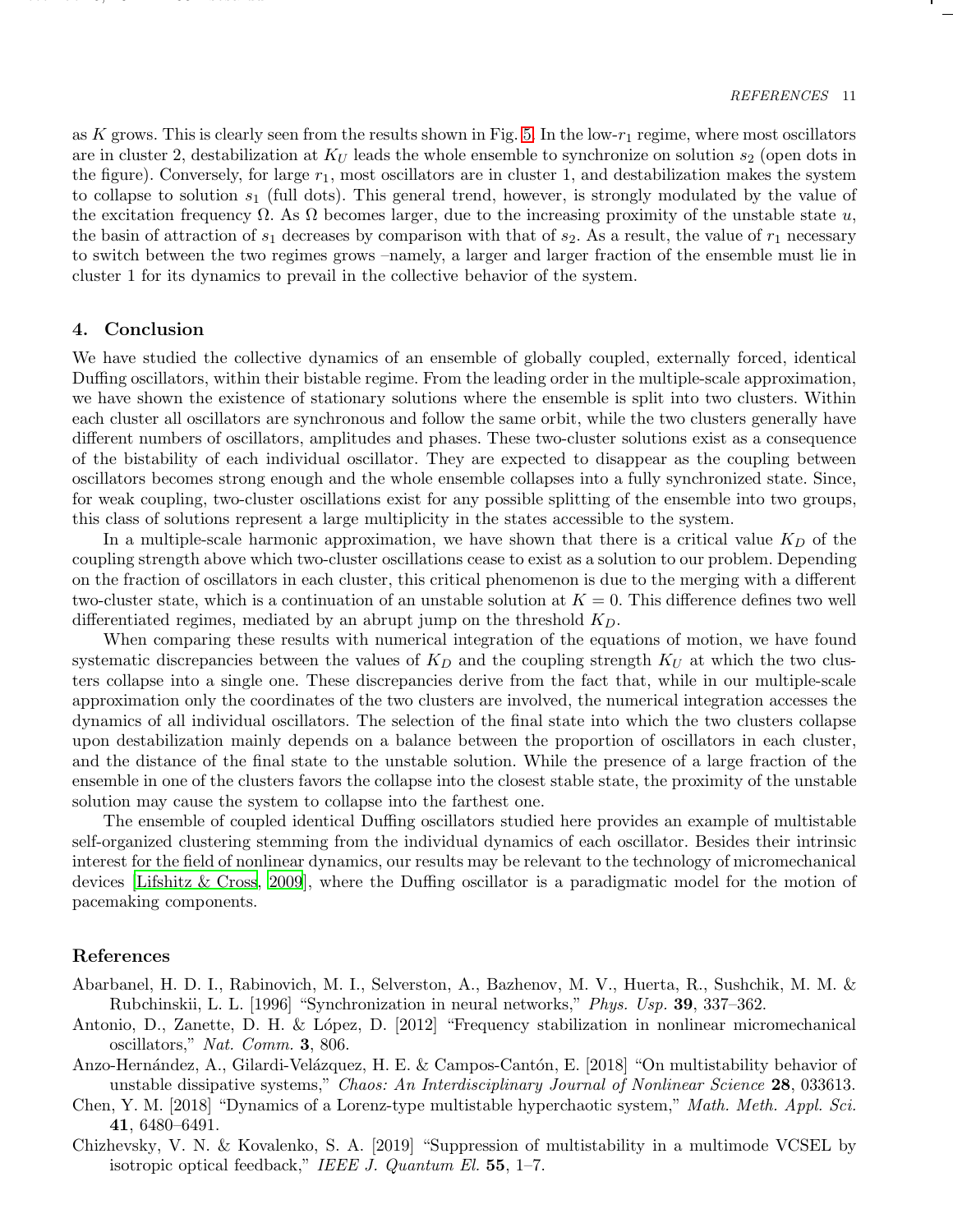as $K$ grows. This is clearly seen from the results shown in Fig. 5. In the low-$r_1$ regime, where most oscillators are in cluster 2, destabilization at $K_U$ leads the whole ensemble to synchronize on solution $s_2$ (open dots in the figure). Conversely, for large $r_1$, most oscillators are in cluster 1, and destabilization makes the system to collapse to solution $s_1$ (full dots). This general trend, however, is strongly modulated by the value of the excitation frequency $\Omega$. As $\Omega$ becomes larger, due to the increasing proximity of the unstable state $u$, the basin of attraction of $s_1$ decreases by comparison with that of $s_2$. As a result, the value of $r_1$ necessary to switch between the two regimes grows –namely, a larger and larger fraction of the ensemble must lie in cluster 1 for its dynamics to prevail in the collective behavior of the system.

## 4. Conclusion

We have studied the collective dynamics of an ensemble of globally coupled, externally forced, identical Duffing oscillators, within their bistable regime. From the leading order in the multiple-scale approximation, we have shown the existence of stationary solutions where the ensemble is split into two clusters. Within each cluster all oscillators are synchronous and follow the same orbit, while the two clusters generally have different numbers of oscillators, amplitudes and phases. These two-cluster solutions exist as a consequence of the bistability of each individual oscillator. They are expected to disappear as the coupling between oscillators becomes strong enough and the whole ensemble collapses into a fully synchronized state. Since, for weak coupling, two-cluster oscillations exist for any possible splitting of the ensemble into two groups, this class of solutions represent a large multiplicity in the states accessible to the system.

In a multiple-scale harmonic approximation, we have shown that there is a critical value $K_D$ of the coupling strength above which two-cluster oscillations cease to exist as a solution to our problem. Depending on the fraction of oscillators in each cluster, this critical phenomenon is due to the merging with a different two-cluster state, which is a continuation of an unstable solution at $K = 0$. This difference defines two well differentiated regimes, mediated by an abrupt jump on the threshold $K_D$.

When comparing these results with numerical integration of the equations of motion, we have found systematic discrepancies between the values of $K_D$ and the coupling strength $K_U$ at which the two clusters collapse into a single one. These discrepancies derive from the fact that, while in our multiple-scale approximation only the coordinates of the two clusters are involved, the numerical integration accesses the dynamics of all individual oscillators. The selection of the final state into which the two clusters collapse upon destabilization mainly depends on a balance between the proportion of oscillators in each cluster, and the distance of the final state to the unstable solution. While the presence of a large fraction of the ensemble in one of the clusters favors the collapse into the closest stable state, the proximity of the unstable solution may cause the system to collapse into the farthest one.

The ensemble of coupled identical Duffing oscillators studied here provides an example of multistable self-organized clustering stemming from the individual dynamics of each oscillator. Besides their intrinsic interest for the field of nonlinear dynamics, our results may be relevant to the technology of micromechanical devices [Lifshitz & Cross, 2009], where the Duffing oscillator is a paradigmatic model for the motion of pacemaking components.

## References

Abarbanel, H. D. I., Rabinovich, M. I., Selverston, A., Bazhenov, M. V., Huerta, R., Sushchik, M. M. & Rubchinskii, L. L. [1996] "Synchronization in neural networks," *Phys. Usp.* **39**, 337–362.

Antonio, D., Zanette, D. H. & López, D. [2012] "Frequency stabilization in nonlinear micromechanical oscillators," *Nat. Comm.* **3**, 806.

Anzo-Hernández, A., Gilardi-Velázquez, H. E. & Campos-Cantón, E. [2018] "On multistability behavior of unstable dissipative systems," *Chaos: An Interdisciplinary Journal of Nonlinear Science* **28**, 033613.

Chen, Y. M. [2018] "Dynamics of a Lorenz-type multistable hyperchaotic system," *Math. Meth. Appl. Sci.* **41**, 6480–6491.

Chizhevsky, V. N. & Kovalenko, S. A. [2019] "Suppression of multistability in a multimode VCSEL by isotropic optical feedback," *IEEE J. Quantum El.* **55**, 1–7.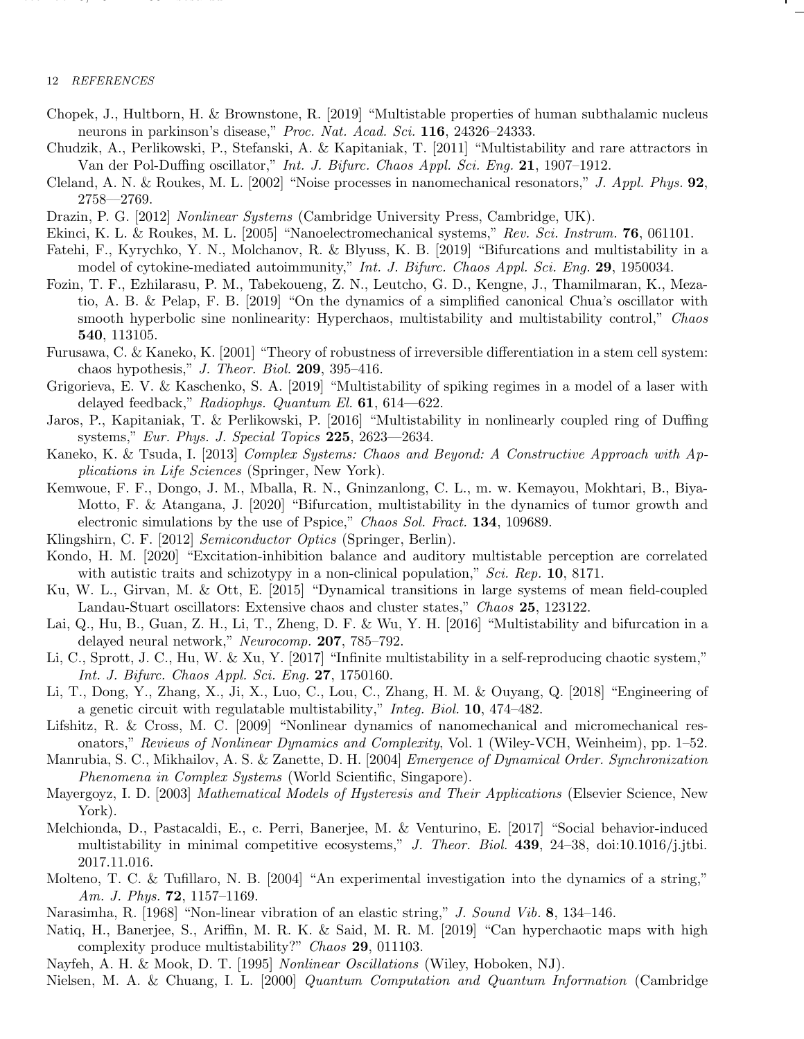Chopek, J., Hultborn, H. & Brownstone, R. [2019] "Multistable properties of human subthalamic nucleus neurons in parkinson's disease," *Proc. Nat. Acad. Sci.* **116**, 24326–24333.

Chudzik, A., Perlikowski, P., Stefanski, A. & Kapitaniak, T. [2011] "Multistability and rare attractors in Van der Pol-Duffing oscillator," *Int. J. Bifurc. Chaos Appl. Sci. Eng.* **21**, 1907–1912.

Cleland, A. N. & Roukes, M. L. [2002] "Noise processes in nanomechanical resonators," *J. Appl. Phys.* **92**, 2758—2769.

Drazin, P. G. [2012] *Nonlinear Systems* (Cambridge University Press, Cambridge, UK).

Ekinci, K. L. & Roukes, M. L. [2005] "Nanoelectromechanical systems," *Rev. Sci. Instrum.* **76**, 061101.

Fatehi, F., Kyrychko, Y. N., Molchanov, R. & Blyuss, K. B. [2019] "Bifurcations and multistability in a model of cytokine-mediated autoimmunity," *Int. J. Bifurc. Chaos Appl. Sci. Eng.* **29**, 1950034.

Fozin, T. F., Ezhilarasu, P. M., Tabekoueng, Z. N., Leutcho, G. D., Kengne, J., Thamilmaran, K., Mezatio, A. B. & Pelap, F. B. [2019] "On the dynamics of a simplified canonical Chua's oscillator with smooth hyperbolic sine nonlinearity: Hyperchaos, multistability and multistability control," *Chaos* **540**, 113105.

Furusawa, C. & Kaneko, K. [2001] "Theory of robustness of irreversible differentiation in a stem cell system: chaos hypothesis," *J. Theor. Biol.* **209**, 395–416.

Grigorieva, E. V. & Kaschenko, S. A. [2019] "Multistability of spiking regimes in a model of a laser with delayed feedback," *Radiophys. Quantum El.* **61**, 614—622.

Jaros, P., Kapitaniak, T. & Perlikowski, P. [2016] "Multistability in nonlinearly coupled ring of Duffing systems," *Eur. Phys. J. Special Topics* **225**, 2623—2634.

Kaneko, K. & Tsuda, I. [2013] *Complex Systems: Chaos and Beyond: A Constructive Approach with Applications in Life Sciences* (Springer, New York).

Kemwoue, F. F., Dongo, J. M., Mballa, R. N., Gninzanlong, C. L., m. w. Kemayou, Mokhtari, B., Biya-Motto, F. & Atangana, J. [2020] "Bifurcation, multistability in the dynamics of tumor growth and electronic simulations by the use of Pspice," *Chaos Sol. Fract.* **134**, 109689.

Klingshirn, C. F. [2012] *Semiconductor Optics* (Springer, Berlin).

Kondo, H. M. [2020] "Excitation-inhibition balance and auditory multistable perception are correlated with autistic traits and schizotypy in a non-clinical population," *Sci. Rep.* **10**, 8171.

Ku, W. L., Girvan, M. & Ott, E. [2015] "Dynamical transitions in large systems of mean field-coupled Landau-Stuart oscillators: Extensive chaos and cluster states," *Chaos* **25**, 123122.

Lai, Q., Hu, B., Guan, Z. H., Li, T., Zheng, D. F. & Wu, Y. H. [2016] "Multistability and bifurcation in a delayed neural network," *Neurocomp.* **207**, 785–792.

Li, C., Sprott, J. C., Hu, W. & Xu, Y. [2017] "Infinite multistability in a self-reproducing chaotic system," *Int. J. Bifurc. Chaos Appl. Sci. Eng.* **27**, 1750160.

Li, T., Dong, Y., Zhang, X., Ji, X., Luo, C., Lou, C., Zhang, H. M. & Ouyang, Q. [2018] "Engineering of a genetic circuit with regulatable multistability," *Integ. Biol.* **10**, 474–482.

Lifshitz, R. & Cross, M. C. [2009] "Nonlinear dynamics of nanomechanical and micromechanical resonators," *Reviews of Nonlinear Dynamics and Complexity*, Vol. 1 (Wiley-VCH, Weinheim), pp. 1–52.

Manrubia, S. C., Mikhailov, A. S. & Zanette, D. H. [2004] *Emergence of Dynamical Order. Synchronization Phenomena in Complex Systems* (World Scientific, Singapore).

Mayergoyz, I. D. [2003] *Mathematical Models of Hysteresis and Their Applications* (Elsevier Science, New York).

Melchionda, D., Pastacaldi, E., c. Perri, Banerjee, M. & Venturino, E. [2017] "Social behavior-induced multistability in minimal competitive ecosystems," *J. Theor. Biol.* **439**, 24–38, doi:10.1016/j.jtbi.2017.11.016.

Molteno, T. C. & Tufillaro, N. B. [2004] "An experimental investigation into the dynamics of a string," *Am. J. Phys.* **72**, 1157–1169.

Narasimha, R. [1968] "Non-linear vibration of an elastic string," *J. Sound Vib.* **8**, 134–146.

Natiq, H., Banerjee, S., Ariffin, M. R. K. & Said, M. R. M. [2019] "Can hyperchaotic maps with high complexity produce multistability?" *Chaos* **29**, 011103.

Nayfeh, A. H. & Mook, D. T. [1995] *Nonlinear Oscillations* (Wiley, Hoboken, NJ).

Nielsen, M. A. & Chuang, I. L. [2000] *Quantum Computation and Quantum Information* (Cambridge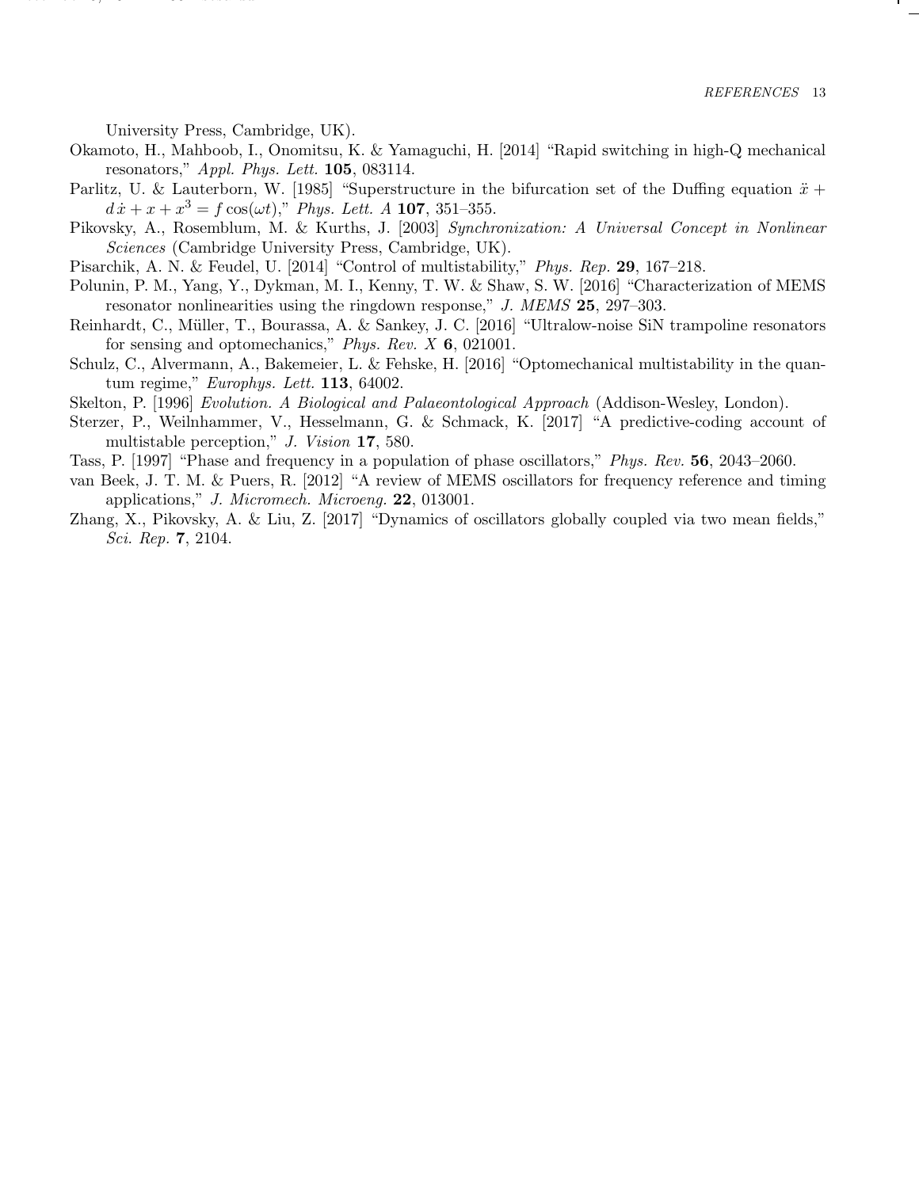University Press, Cambridge, UK).

Okamoto, H., Mahboob, I., Onomitsu, K. & Yamaguchi, H. [2014] "Rapid switching in high-Q mechanical resonators," *Appl. Phys. Lett.* **105**, 083114.

Parlitz, U. & Lauterborn, W. [1985] "Superstructure in the bifurcation set of the Duffing equation $\ddot{x} + d\,\dot{x} + x + x^3 = f\cos(\omega t)$," *Phys. Lett. A* **107**, 351–355.

Pikovsky, A., Rosemblum, M. & Kurths, J. [2003] *Synchronization: A Universal Concept in Nonlinear Sciences* (Cambridge University Press, Cambridge, UK).

Pisarchik, A. N. & Feudel, U. [2014] "Control of multistability," *Phys. Rep.* **29**, 167–218.

Polunin, P. M., Yang, Y., Dykman, M. I., Kenny, T. W. & Shaw, S. W. [2016] "Characterization of MEMS resonator nonlinearities using the ringdown response," *J. MEMS* **25**, 297–303.

Reinhardt, C., Müller, T., Bourassa, A. & Sankey, J. C. [2016] "Ultralow-noise SiN trampoline resonators for sensing and optomechanics," *Phys. Rev. X* **6**, 021001.

Schulz, C., Alvermann, A., Bakemeier, L. & Fehske, H. [2016] "Optomechanical multistability in the quantum regime," *Europhys. Lett.* **113**, 64002.

Skelton, P. [1996] *Evolution. A Biological and Palaeontological Approach* (Addison-Wesley, London).

Sterzer, P., Weilnhammer, V., Hesselmann, G. & Schmack, K. [2017] "A predictive-coding account of multistable perception," *J. Vision* **17**, 580.

Tass, P. [1997] "Phase and frequency in a population of phase oscillators," *Phys. Rev.* **56**, 2043–2060.

van Beek, J. T. M. & Puers, R. [2012] "A review of MEMS oscillators for frequency reference and timing applications," *J. Micromech. Microeng.* **22**, 013001.

Zhang, X., Pikovsky, A. & Liu, Z. [2017] "Dynamics of oscillators globally coupled via two mean fields," *Sci. Rep.* **7**, 2104.